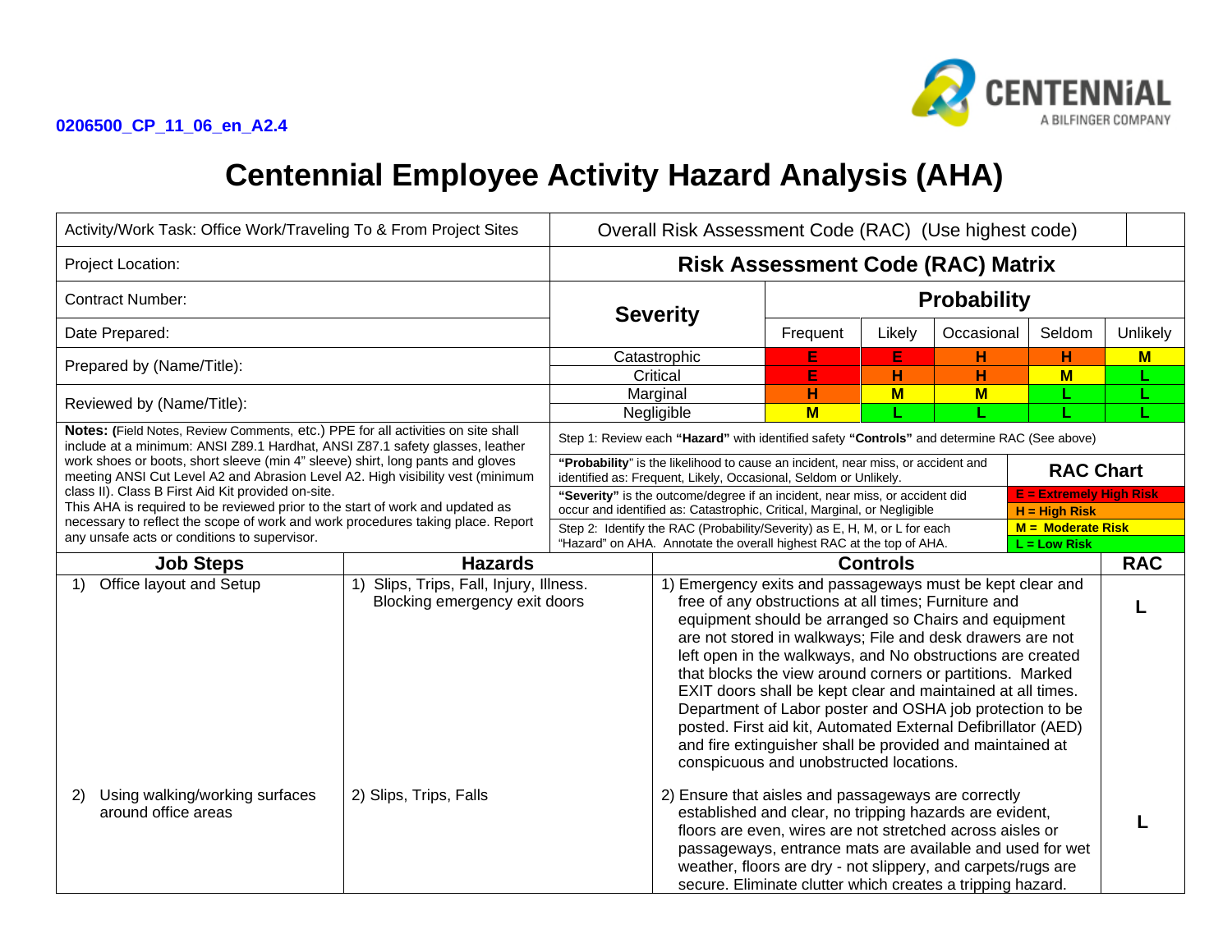0206500_CP_11_06_en_A2.4

CENTENNIAL
A BILFINGER COMPANY

# Centennial Employee Activity Hazard Analysis (AHA)

| Activity/Work Task: Office Work/Traveling To & From Project Sites | Overall Risk Assessment Code (RAC) (Use highest code) | | | | | |
|---|---|---|---|---|---|---|
| Project Location: | **Risk Assessment Code (RAC) Matrix** | | | | | |
| Contract Number: | **Severity** | **Probability** | | | | |
| Date Prepared: | | Frequent | Likely | Occasional | Seldom | Unlikely |
| Prepared by (Name/Title): | Catastrophic | E | E | H | H | M |
| | Critical | E | H | H | M | L |
| Reviewed by (Name/Title): | Marginal | H | M | M | L | L |
| | Negligible | M | L | L | L | L |

**Notes: (**Field Notes, Review Comments, etc.) PPE for all activities on site shall include at a minimum: ANSI Z89.1 Hardhat, ANSI Z87.1 safety glasses, leather work shoes or boots, short sleeve (min 4" sleeve) shirt, long pants and gloves meeting ANSI Cut Level A2 and Abrasion Level A2. High visibility vest (minimum class II). Class B First Aid Kit provided on-site.
This AHA is required to be reviewed prior to the start of work and updated as necessary to reflect the scope of work and work procedures taking place. Report any unsafe acts or conditions to supervisor.

Step 1: Review each **"Hazard"** with identified safety **"Controls"** and determine RAC (See above)

**"Probability"** is the likelihood to cause an incident, near miss, or accident and identified as: Frequent, Likely, Occasional, Seldom or Unlikely.

**"Severity"** is the outcome/degree if an incident, near miss, or accident did occur and identified as: Catastrophic, Critical, Marginal, or Negligible

Step 2: Identify the RAC (Probability/Severity) as E, H, M, or L for each "Hazard" on AHA. Annotate the overall highest RAC at the top of AHA.

| **RAC Chart** |
|---|
| **E = Extremely High Risk** |
| **H = High Risk** |
| **M = Moderate Risk** |
| **L = Low Risk** |

| Job Steps | Hazards | Controls | RAC |
|---|---|---|---|
| 1) Office layout and Setup | 1) Slips, Trips, Fall, Injury, Illness. Blocking emergency exit doors | 1) Emergency exits and passageways must be kept clear and free of any obstructions at all times; Furniture and equipment should be arranged so Chairs and equipment are not stored in walkways; File and desk drawers are not left open in the walkways, and No obstructions are created that blocks the view around corners or partitions. Marked EXIT doors shall be kept clear and maintained at all times. Department of Labor poster and OSHA job protection to be posted. First aid kit, Automated External Defibrillator (AED) and fire extinguisher shall be provided and maintained at conspicuous and unobstructed locations. | **L** |
| 2) Using walking/working surfaces around office areas | 2) Slips, Trips, Falls | 2) Ensure that aisles and passageways are correctly established and clear, no tripping hazards are evident, floors are even, wires are not stretched across aisles or passageways, entrance mats are available and used for wet weather, floors are dry - not slippery, and carpets/rugs are secure. Eliminate clutter which creates a tripping hazard. | **L** |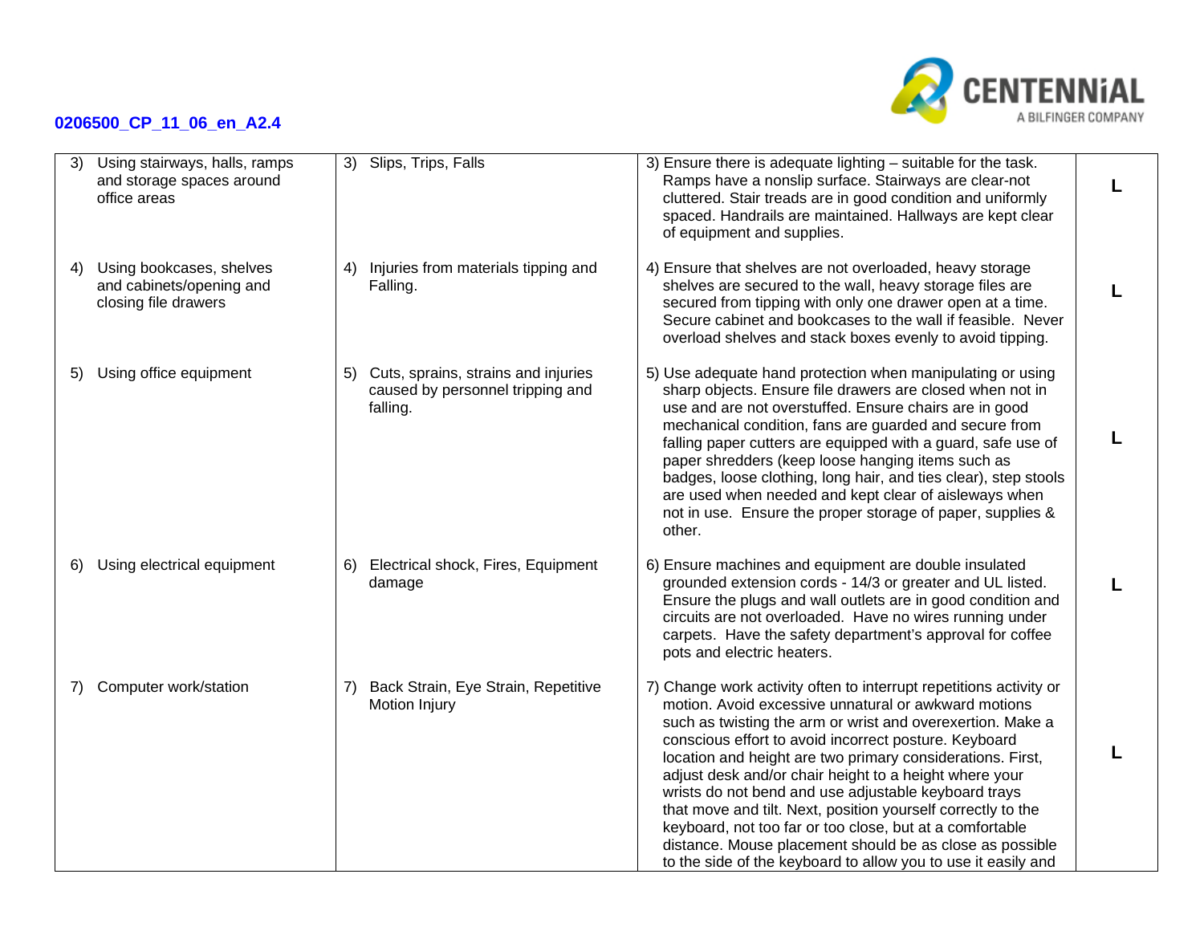0206500_CP_11_06_en_A2.4

| | | | |
|---|---|---|---|
| 3) Using stairways, halls, ramps and storage spaces around office areas | 3) Slips, Trips, Falls | 3) Ensure there is adequate lighting – suitable for the task. Ramps have a nonslip surface. Stairways are clear-not cluttered. Stair treads are in good condition and uniformly spaced. Handrails are maintained. Hallways are kept clear of equipment and supplies. | **L** |
| 4) Using bookcases, shelves and cabinets/opening and closing file drawers | 4) Injuries from materials tipping and Falling. | 4) Ensure that shelves are not overloaded, heavy storage shelves are secured to the wall, heavy storage files are secured from tipping with only one drawer open at a time. Secure cabinet and bookcases to the wall if feasible. Never overload shelves and stack boxes evenly to avoid tipping. | **L** |
| 5) Using office equipment | 5) Cuts, sprains, strains and injuries caused by personnel tripping and falling. | 5) Use adequate hand protection when manipulating or using sharp objects. Ensure file drawers are closed when not in use and are not overstuffed. Ensure chairs are in good mechanical condition, fans are guarded and secure from falling paper cutters are equipped with a guard, safe use of paper shredders (keep loose hanging items such as badges, loose clothing, long hair, and ties clear), step stools are used when needed and kept clear of aisleways when not in use. Ensure the proper storage of paper, supplies & other. | **L** |
| 6) Using electrical equipment | 6) Electrical shock, Fires, Equipment damage | 6) Ensure machines and equipment are double insulated grounded extension cords - 14/3 or greater and UL listed. Ensure the plugs and wall outlets are in good condition and circuits are not overloaded. Have no wires running under carpets. Have the safety department's approval for coffee pots and electric heaters. | **L** |
| 7) Computer work/station | 7) Back Strain, Eye Strain, Repetitive Motion Injury | 7) Change work activity often to interrupt repetitions activity or motion. Avoid excessive unnatural or awkward motions such as twisting the arm or wrist and overexertion. Make a conscious effort to avoid incorrect posture. Keyboard location and height are two primary considerations. First, adjust desk and/or chair height to a height where your wrists do not bend and use adjustable keyboard trays that move and tilt. Next, position yourself correctly to the keyboard, not too far or too close, but at a comfortable distance. Mouse placement should be as close as possible to the side of the keyboard to allow you to use it easily and | **L** |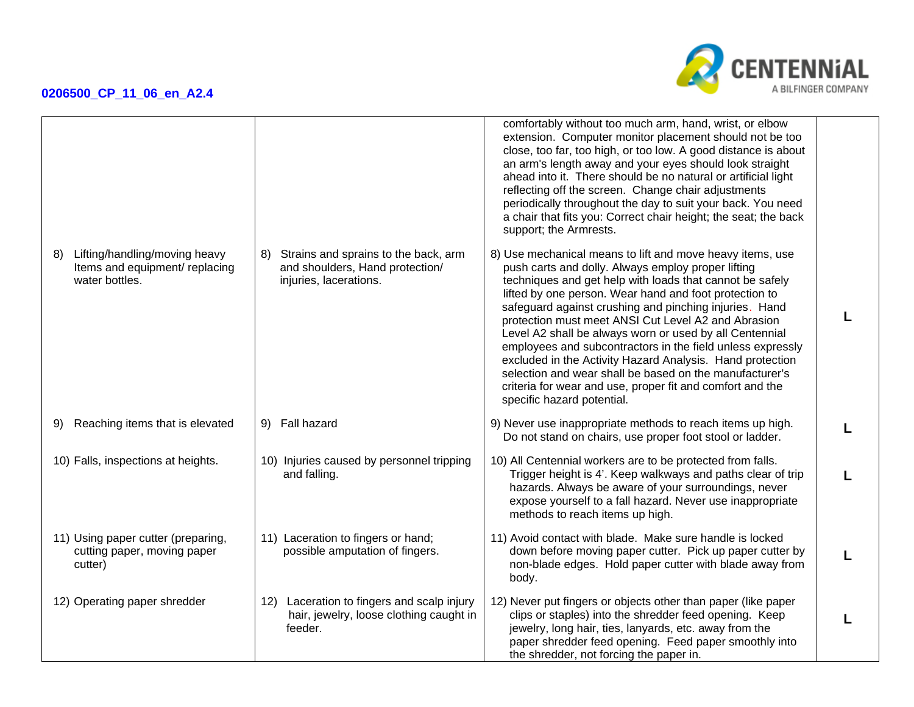0206500_CP_11_06_en_A2.4

| | | | |
|---|---|---|---|
| | | comfortably without too much arm, hand, wrist, or elbow extension. Computer monitor placement should not be too close, too far, too high, or too low. A good distance is about an arm's length away and your eyes should look straight ahead into it. There should be no natural or artificial light reflecting off the screen. Change chair adjustments periodically throughout the day to suit your back. You need a chair that fits you: Correct chair height; the seat; the back support; the Armrests. | |
| 8) Lifting/handling/moving heavy Items and equipment/ replacing water bottles. | 8) Strains and sprains to the back, arm and shoulders, Hand protection/ injuries, lacerations. | 8) Use mechanical means to lift and move heavy items, use push carts and dolly. Always employ proper lifting techniques and get help with loads that cannot be safely lifted by one person. Wear hand and foot protection to safeguard against crushing and pinching injuries. Hand protection must meet ANSI Cut Level A2 and Abrasion Level A2 shall be always worn or used by all Centennial employees and subcontractors in the field unless expressly excluded in the Activity Hazard Analysis. Hand protection selection and wear shall be based on the manufacturer's criteria for wear and use, proper fit and comfort and the specific hazard potential. | **L** |
| 9) Reaching items that is elevated | 9) Fall hazard | 9) Never use inappropriate methods to reach items up high. Do not stand on chairs, use proper foot stool or ladder. | **L** |
| 10) Falls, inspections at heights. | 10) Injuries caused by personnel tripping and falling. | 10) All Centennial workers are to be protected from falls. Trigger height is 4'. Keep walkways and paths clear of trip hazards. Always be aware of your surroundings, never expose yourself to a fall hazard. Never use inappropriate methods to reach items up high. | **L** |
| 11) Using paper cutter (preparing, cutting paper, moving paper cutter) | 11) Laceration to fingers or hand; possible amputation of fingers. | 11) Avoid contact with blade. Make sure handle is locked down before moving paper cutter. Pick up paper cutter by non-blade edges. Hold paper cutter with blade away from body. | **L** |
| 12) Operating paper shredder | 12) Laceration to fingers and scalp injury hair, jewelry, loose clothing caught in feeder. | 12) Never put fingers or objects other than paper (like paper clips or staples) into the shredder feed opening. Keep jewelry, long hair, ties, lanyards, etc. away from the paper shredder feed opening. Feed paper smoothly into the shredder, not forcing the paper in. | **L** |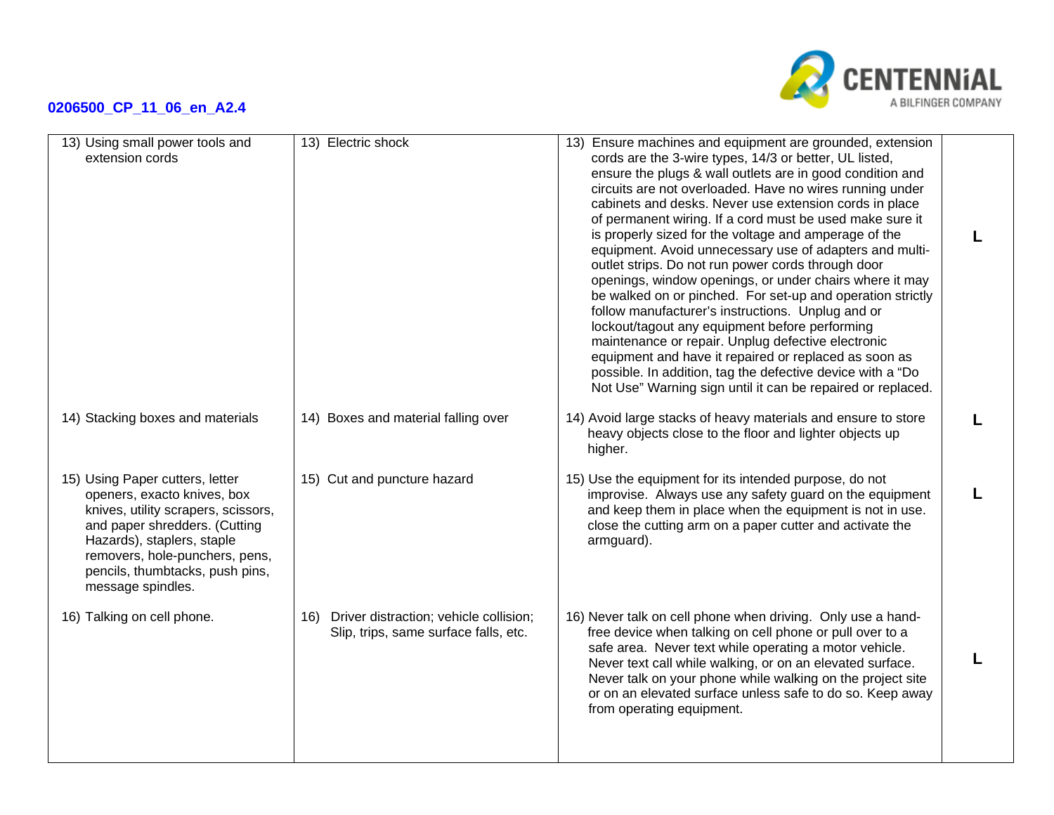| | | | |
|---|---|---|---|
| 13) Using small power tools and extension cords | 13) Electric shock | 13) Ensure machines and equipment are grounded, extension cords are the 3-wire types, 14/3 or better, UL listed, ensure the plugs & wall outlets are in good condition and circuits are not overloaded. Have no wires running under cabinets and desks. Never use extension cords in place of permanent wiring. If a cord must be used make sure it is properly sized for the voltage and amperage of the equipment. Avoid unnecessary use of adapters and multi-outlet strips. Do not run power cords through door openings, window openings, or under chairs where it may be walked on or pinched. For set-up and operation strictly follow manufacturer's instructions. Unplug and or lockout/tagout any equipment before performing maintenance or repair. Unplug defective electronic equipment and have it repaired or replaced as soon as possible. In addition, tag the defective device with a "Do Not Use" Warning sign until it can be repaired or replaced. | **L** |
| 14) Stacking boxes and materials | 14) Boxes and material falling over | 14) Avoid large stacks of heavy materials and ensure to store heavy objects close to the floor and lighter objects up higher. | **L** |
| 15) Using Paper cutters, letter openers, exacto knives, box knives, utility scrapers, scissors, and paper shredders. (Cutting Hazards), staplers, staple removers, hole-punchers, pens, pencils, thumbtacks, push pins, message spindles. | 15) Cut and puncture hazard | 15) Use the equipment for its intended purpose, do not improvise. Always use any safety guard on the equipment and keep them in place when the equipment is not in use. close the cutting arm on a paper cutter and activate the armguard). | **L** |
| 16) Talking on cell phone. | 16) Driver distraction; vehicle collision; Slip, trips, same surface falls, etc. | 16) Never talk on cell phone when driving. Only use a hand-free device when talking on cell phone or pull over to a safe area. Never text while operating a motor vehicle. Never text call while walking, or on an elevated surface. Never talk on your phone while walking on the project site or on an elevated surface unless safe to do so. Keep away from operating equipment. | **L** |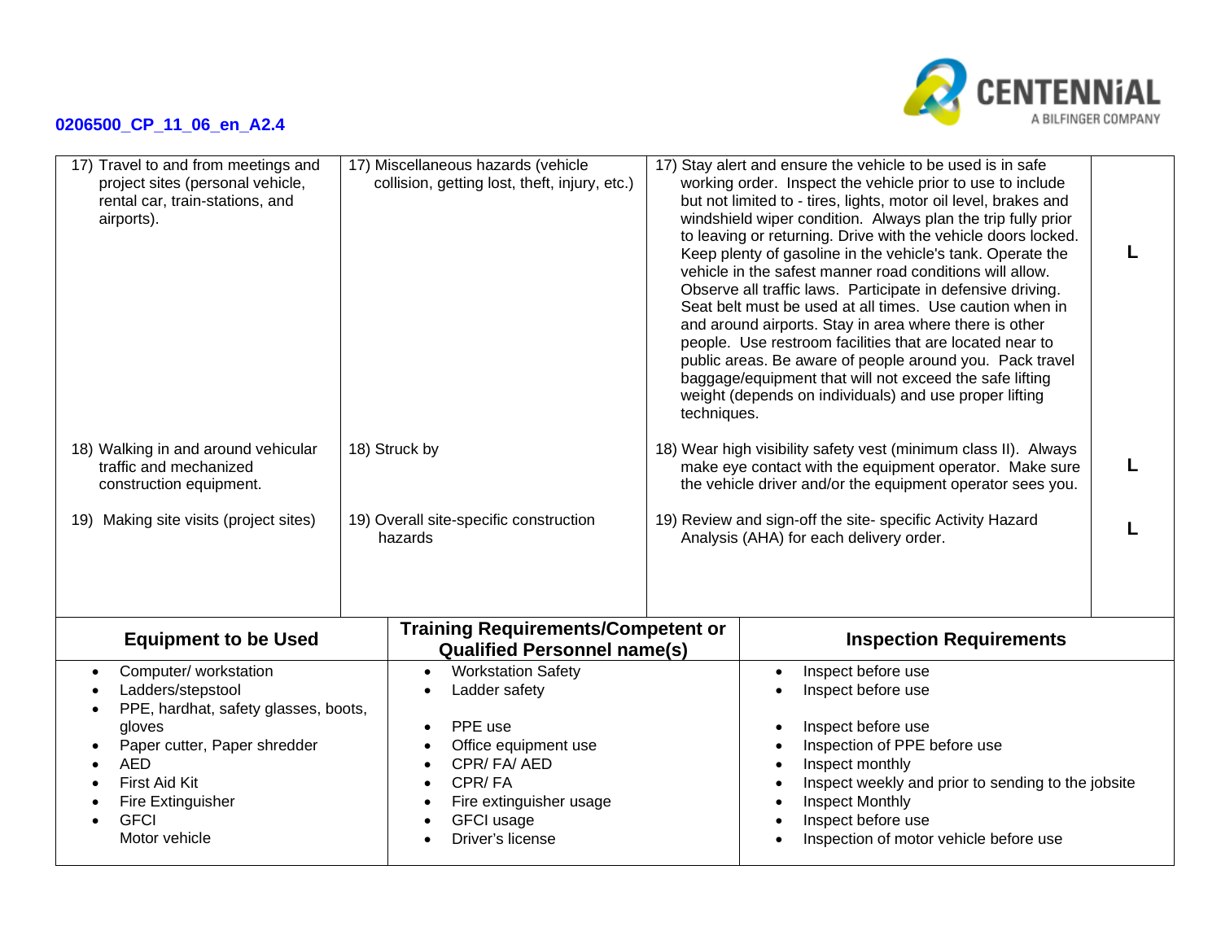| | | | |
|---|---|---|---|
| 17) Travel to and from meetings and project sites (personal vehicle, rental car, train-stations, and airports). | 17) Miscellaneous hazards (vehicle collision, getting lost, theft, injury, etc.) | 17) Stay alert and ensure the vehicle to be used is in safe working order. Inspect the vehicle prior to use to include but not limited to - tires, lights, motor oil level, brakes and windshield wiper condition. Always plan the trip fully prior to leaving or returning. Drive with the vehicle doors locked. Keep plenty of gasoline in the vehicle's tank. Operate the vehicle in the safest manner road conditions will allow. Observe all traffic laws. Participate in defensive driving. Seat belt must be used at all times. Use caution when in and around airports. Stay in area where there is other people. Use restroom facilities that are located near to public areas. Be aware of people around you. Pack travel baggage/equipment that will not exceed the safe lifting weight (depends on individuals) and use proper lifting techniques. | **L** |
| 18) Walking in and around vehicular traffic and mechanized construction equipment. | 18) Struck by | 18) Wear high visibility safety vest (minimum class II). Always make eye contact with the equipment operator. Make sure the vehicle driver and/or the equipment operator sees you. | **L** |
| 19) Making site visits (project sites) | 19) Overall site-specific construction hazards | 19) Review and sign-off the site- specific Activity Hazard Analysis (AHA) for each delivery order. | **L** |

| Equipment to be Used | Training Requirements/Competent or Qualified Personnel name(s) | Inspection Requirements |
|---|---|---|
| • Computer/ workstation | • Workstation Safety | • Inspect before use |
| • Ladders/stepstool | • Ladder safety | • Inspect before use |
| • PPE, hardhat, safety glasses, boots, gloves | • PPE use | • Inspect before use |
| • Paper cutter, Paper shredder | • Office equipment use | • Inspection of PPE before use |
| • AED | • CPR/ FA/ AED | • Inspect monthly |
| • First Aid Kit | • CPR/ FA | • Inspect weekly and prior to sending to the jobsite |
| • Fire Extinguisher | • Fire extinguisher usage | • Inspect Monthly |
| • GFCI | • GFCI usage | • Inspect before use |
| Motor vehicle | • Driver's license | • Inspection of motor vehicle before use |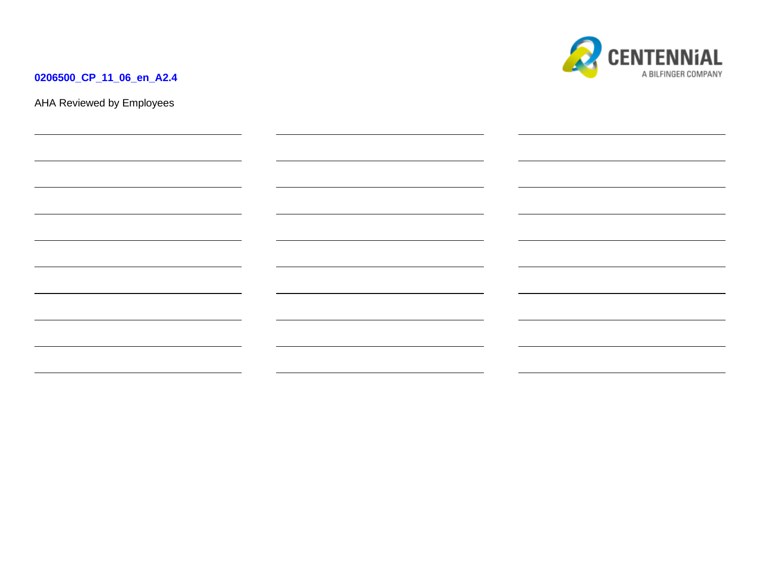**0206500_CP_11_06_en_A2.4**

AHA Reviewed by Employees

| | | |
|---|---|---|
| | | |
| | | |
| | | |
| | | |
| | | |
| | | |
| | | |
| | | |
| | | |
| | | |